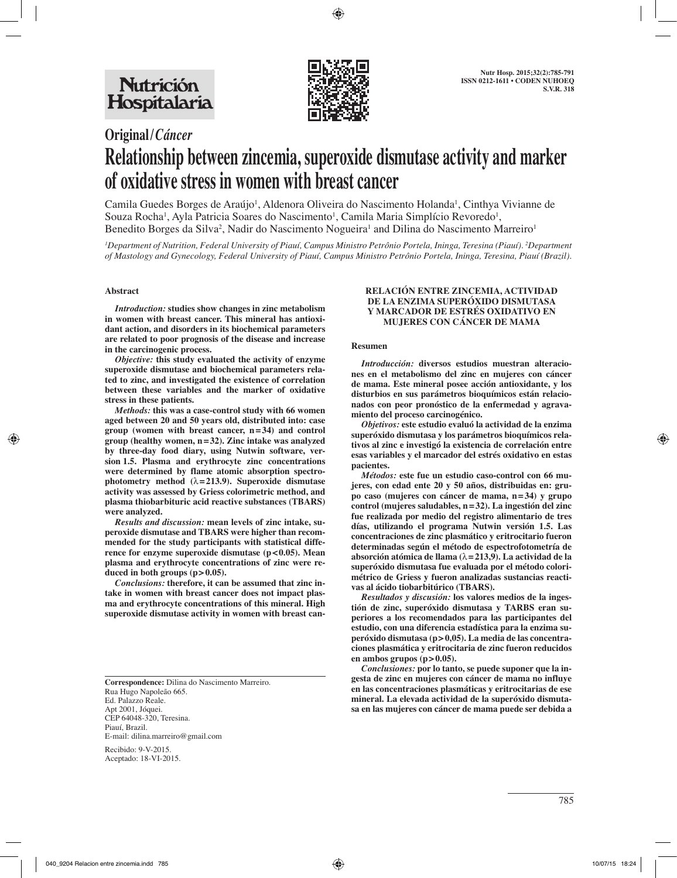Original/*Cáncer*

# Relationship between zincemia, superoxide dismutase activity and marker of oxidative stress in women with breast cancer

Camila Guedes Borges de Araújo[1], Aldenora Oliveira do Nascimento Holanda[1], Cinthya Vivianne de Souza Rocha[1], Ayla Patricia Soares do Nascimento[1], Camila Maria Simplício Revoredo[1], Benedito Borges da Silva[2], Nadir do Nascimento Nogueira[1] and Dilina do Nascimento Marreiro[1]

[1]*Department of Nutrition, Federal University of Piauí, Campus Ministro Petrônio Portela, Ininga, Teresina (Piauí).* [2]*Department of Mastology and Gynecology, Federal University of Piauí, Campus Ministro Petrônio Portela, Ininga, Teresina, Piauí (Brazil).*

## Abstract

***Introduction:*** **studies show changes in zinc metabolism in women with breast cancer. This mineral has antioxidant action, and disorders in its biochemical parameters are related to poor prognosis of the disease and increase in the carcinogenic process.**

***Objective:*** **this study evaluated the activity of enzyme superoxide dismutase and biochemical parameters related to zinc, and investigated the existence of correlation between these variables and the marker of oxidative stress in these patients.**

***Methods:*** **this was a case-control study with 66 women aged between 20 and 50 years old, distributed into: case group (women with breast cancer, n=34) and control group (healthy women, n=32). Zinc intake was analyzed by three-day food diary, using Nutwin software, version 1.5. Plasma and erythrocyte zinc concentrations were determined by flame atomic absorption spectrophotometry method ($\lambda$=213.9). Superoxide dismutase activity was assessed by Griess colorimetric method, and plasma thiobarbituric acid reactive substances (TBARS) were analyzed.**

***Results and discussion:*** **mean levels of zinc intake, superoxide dismutase and TBARS were higher than recommended for the study participants with statistical difference for enzyme superoxide dismutase ($p<0.05$). Mean plasma and erythrocyte concentrations of zinc were reduced in both groups ($p>0.05$).**

***Conclusions:*** **therefore, it can be assumed that zinc intake in women with breast cancer does not impact plasma and erythrocyte concentrations of this mineral. High superoxide dismutase activity in women with breast can-**

## RELACIÓN ENTRE ZINCEMIA, ACTIVIDAD DE LA ENZIMA SUPERÓXIDO DISMUTASA Y MARCADOR DE ESTRÉS OXIDATIVO EN MUJERES CON CÁNCER DE MAMA

### Resumen

***Introducción:*** **diversos estudios muestran alteraciones en el metabolismo del zinc en mujeres con cáncer de mama. Este mineral posee acción antioxidante, y los disturbios en sus parámetros bioquímicos están relacionados con peor pronóstico de la enfermedad y agravamiento del proceso carcinogénico.**

***Objetivos:*** **este estudio evaluó la actividad de la enzima superóxido dismutasa y los parámetros bioquímicos relativos al zinc e investigó la existencia de correlación entre esas variables y el marcador del estrés oxidativo en estas pacientes.**

***Métodos:*** **este fue un estudio caso-control con 66 mujeres, con edad ente 20 y 50 años, distribuidas en: grupo caso (mujeres con cáncer de mama, n=34) y grupo control (mujeres saludables, n=32). La ingestión del zinc fue realizada por medio del registro alimentario de tres días, utilizando el programa Nutwin versión 1.5. Las concentraciones de zinc plasmático y eritrocitario fueron determinadas según el método de espectrofotometría de absorción atómica de llama ($\lambda$=213,9). La actividad de la superóxido dismutasa fue evaluada por el método colorimétrico de Griess y fueron analizadas sustancias reactivas al ácido tiobarbitúrico (TBARS).**

***Resultados y discusión:*** **los valores medios de la ingestión de zinc, superóxido dismutasa y TARBS eran superiores a los recomendados para las participantes del estudio, con una diferencia estadística para la enzima superóxido dismutasa ($p>0,05$). La media de las concentraciones plasmática y eritrocitaria de zinc fueron reducidos en ambos grupos ($p>0.05$).**

***Conclusiones:*** **por lo tanto, se puede suponer que la ingesta de zinc en mujeres con cáncer de mama no influye en las concentraciones plasmáticas y eritrocitarias de ese mineral. La elevada actividad de la superóxido dismutasa en las mujeres con cáncer de mama puede ser debida a**

**Correspondence:** Dilina do Nascimento Marreiro.
Rua Hugo Napoleão 665.
Ed. Palazzo Reale.
Apt 2001, Jóquei.
CEP 64048-320, Teresina.
Piauí, Brazil.
E-mail: dilina.marreiro@gmail.com

Recibido: 9-V-2015.
Aceptado: 18-VI-2015.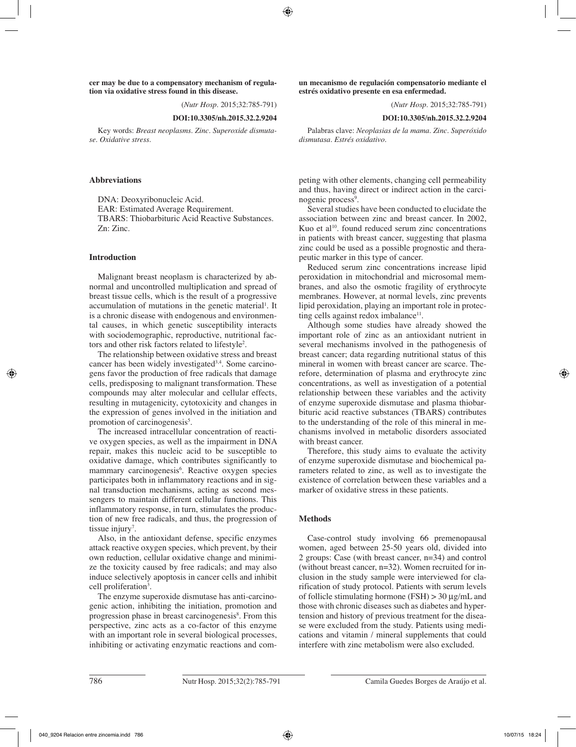**cer may be due to a compensatory mechanism of regulation via oxidative stress found in this disease.**

(*Nutr Hosp.* 2015;32:785-791)

**DOI:10.3305/nh.2015.32.2.9204**

Key words: *Breast neoplasms. Zinc. Superoxide dismutase. Oxidative stress.*

**un mecanismo de regulación compensatorio mediante el estrés oxidativo presente en esa enfermedad.**

(*Nutr Hosp.* 2015;32:785-791)

**DOI:10.3305/nh.2015.32.2.9204**

Palabras clave: *Neoplasias de la mama. Zinc. Superóxido dismutasa. Estrés oxidativo.*

## Abbreviations

DNA: Deoxyribonucleic Acid.
EAR: Estimated Average Requirement.
TBARS: Thiobarbituric Acid Reactive Substances.
Zn: Zinc.

## Introduction

Malignant breast neoplasm is characterized by abnormal and uncontrolled multiplication and spread of breast tissue cells, which is the result of a progressive accumulation of mutations in the genetic material[1]. It is a chronic disease with endogenous and environmental causes, in which genetic susceptibility interacts with sociodemographic, reproductive, nutritional factors and other risk factors related to lifestyle[2].

The relationship between oxidative stress and breast cancer has been widely investigated[3,4]. Some carcinogens favor the production of free radicals that damage cells, predisposing to malignant transformation. These compounds may alter molecular and cellular effects, resulting in mutagenicity, cytotoxicity and changes in the expression of genes involved in the initiation and promotion of carcinogenesis[5].

The increased intracellular concentration of reactive oxygen species, as well as the impairment in DNA repair, makes this nucleic acid to be susceptible to oxidative damage, which contributes significantly to mammary carcinogenesis[6]. Reactive oxygen species participates both in inflammatory reactions and in signal transduction mechanisms, acting as second messengers to maintain different cellular functions. This inflammatory response, in turn, stimulates the production of new free radicals, and thus, the progression of tissue injury[7].

Also, in the antioxidant defense, specific enzymes attack reactive oxygen species, which prevent, by their own reduction, cellular oxidative change and minimize the toxicity caused by free radicals; and may also induce selectively apoptosis in cancer cells and inhibit cell proliferation[3].

The enzyme superoxide dismutase has anti-carcinogenic action, inhibiting the initiation, promotion and progression phase in breast carcinogenesis[8]. From this perspective, zinc acts as a co-factor of this enzyme with an important role in several biological processes, inhibiting or activating enzymatic reactions and competing with other elements, changing cell permeability and thus, having direct or indirect action in the carcinogenic process[9].

Several studies have been conducted to elucidate the association between zinc and breast cancer. In 2002, Kuo et al[10]. found reduced serum zinc concentrations in patients with breast cancer, suggesting that plasma zinc could be used as a possible prognostic and therapeutic marker in this type of cancer.

Reduced serum zinc concentrations increase lipid peroxidation in mitochondrial and microsomal membranes, and also the osmotic fragility of erythrocyte membranes. However, at normal levels, zinc prevents lipid peroxidation, playing an important role in protecting cells against redox imbalance[11].

Although some studies have already showed the important role of zinc as an antioxidant nutrient in several mechanisms involved in the pathogenesis of breast cancer; data regarding nutritional status of this mineral in women with breast cancer are scarce. Therefore, determination of plasma and erythrocyte zinc concentrations, as well as investigation of a potential relationship between these variables and the activity of enzyme superoxide dismutase and plasma thiobarbituric acid reactive substances (TBARS) contributes to the understanding of the role of this mineral in mechanisms involved in metabolic disorders associated with breast cancer.

Therefore, this study aims to evaluate the activity of enzyme superoxide dismutase and biochemical parameters related to zinc, as well as to investigate the existence of correlation between these variables and a marker of oxidative stress in these patients.

## Methods

Case-control study involving 66 premenopausal women, aged between 25-50 years old, divided into 2 groups: Case (with breast cancer, n=34) and control (without breast cancer, n=32). Women recruited for inclusion in the study sample were interviewed for clarification of study protocol. Patients with serum levels of follicle stimulating hormone (FSH) > 30 µg/mL and those with chronic diseases such as diabetes and hypertension and history of previous treatment for the disease were excluded from the study. Patients using medications and vitamin / mineral supplements that could interfere with zinc metabolism were also excluded.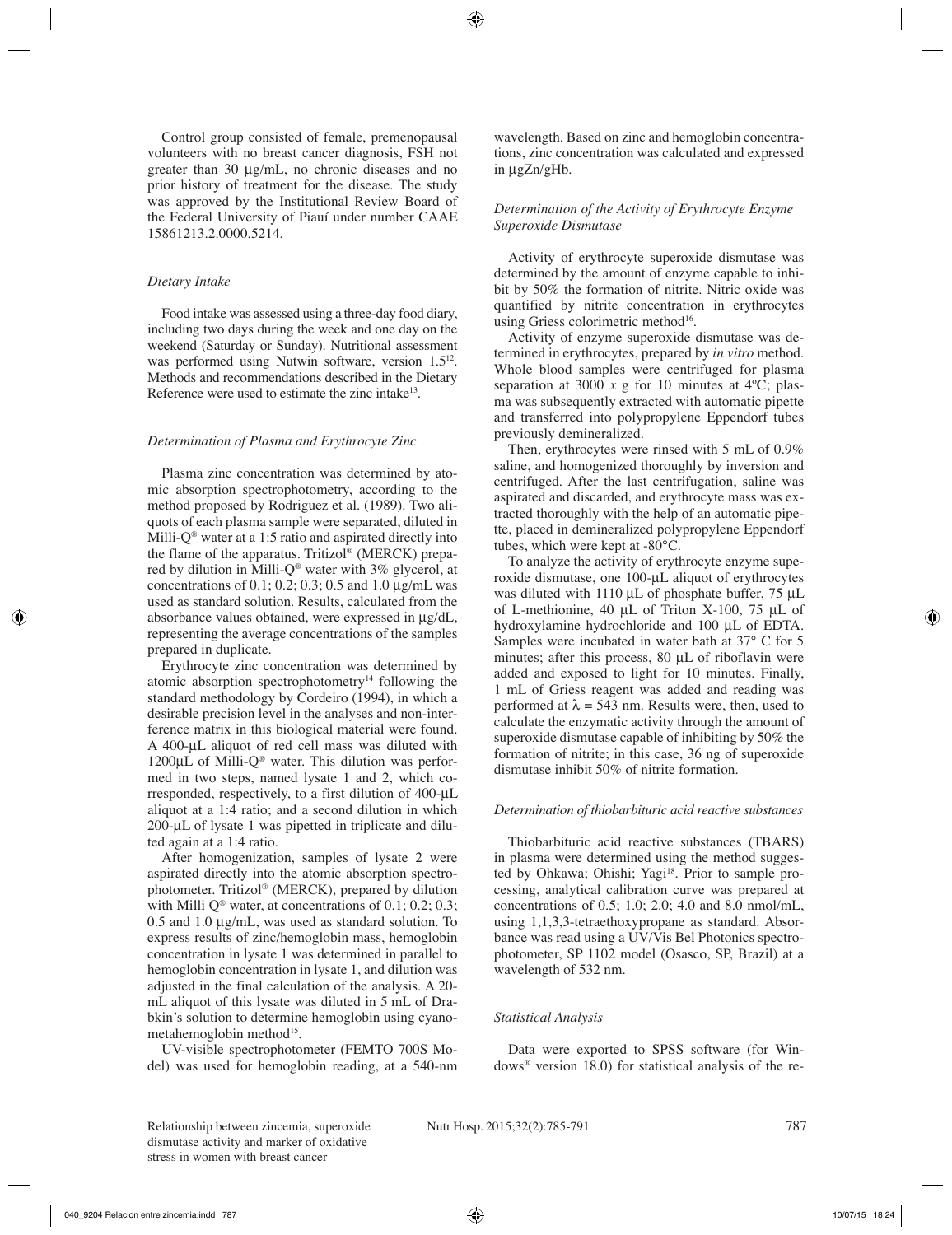Control group consisted of female, premenopausal volunteers with no breast cancer diagnosis, FSH not greater than 30 µg/mL, no chronic diseases and no prior history of treatment for the disease. The study was approved by the Institutional Review Board of the Federal University of Piauí under number CAAE 15861213.2.0000.5214.

### *Dietary Intake*

Food intake was assessed using a three-day food diary, including two days during the week and one day on the weekend (Saturday or Sunday). Nutritional assessment was performed using Nutwin software, version 1.5[12]. Methods and recommendations described in the Dietary Reference were used to estimate the zinc intake[13].

### *Determination of Plasma and Erythrocyte Zinc*

Plasma zinc concentration was determined by atomic absorption spectrophotometry, according to the method proposed by Rodriguez et al. (1989). Two aliquots of each plasma sample were separated, diluted in Milli-Q® water at a 1:5 ratio and aspirated directly into the flame of the apparatus. Tritizol® (MERCK) prepared by dilution in Milli-Q® water with 3% glycerol, at concentrations of 0.1; 0.2; 0.3; 0.5 and 1.0 µg/mL was used as standard solution. Results, calculated from the absorbance values obtained, were expressed in µg/dL, representing the average concentrations of the samples prepared in duplicate.

Erythrocyte zinc concentration was determined by atomic absorption spectrophotometry[14] following the standard methodology by Cordeiro (1994), in which a desirable precision level in the analyses and non-interference matrix in this biological material were found. A 400-µL aliquot of red cell mass was diluted with 1200µL of Milli-Q® water. This dilution was performed in two steps, named lysate 1 and 2, which corresponded, respectively, to a first dilution of 400-µL aliquot at a 1:4 ratio; and a second dilution in which 200-µL of lysate 1 was pipetted in triplicate and diluted again at a 1:4 ratio.

After homogenization, samples of lysate 2 were aspirated directly into the atomic absorption spectrophotometer. Tritizol® (MERCK), prepared by dilution with Milli Q® water, at concentrations of 0.1; 0.2; 0.3; 0.5 and 1.0 µg/mL, was used as standard solution. To express results of zinc/hemoglobin mass, hemoglobin concentration in lysate 1 was determined in parallel to hemoglobin concentration in lysate 1, and dilution was adjusted in the final calculation of the analysis. A 20-mL aliquot of this lysate was diluted in 5 mL of Drabkin's solution to determine hemoglobin using cyanometahemoglobin method[15].

UV-visible spectrophotometer (FEMTO 700S Model) was used for hemoglobin reading, at a 540-nm wavelength. Based on zinc and hemoglobin concentrations, zinc concentration was calculated and expressed in µgZn/gHb.

### *Determination of the Activity of Erythrocyte Enzyme Superoxide Dismutase*

Activity of erythrocyte superoxide dismutase was determined by the amount of enzyme capable to inhibit by 50% the formation of nitrite. Nitric oxide was quantified by nitrite concentration in erythrocytes using Griess colorimetric method[16].

Activity of enzyme superoxide dismutase was determined in erythrocytes, prepared by *in vitro* method. Whole blood samples were centrifuged for plasma separation at 3000 *x* g for 10 minutes at 4ºC; plasma was subsequently extracted with automatic pipette and transferred into polypropylene Eppendorf tubes previously demineralized.

Then, erythrocytes were rinsed with 5 mL of 0.9% saline, and homogenized thoroughly by inversion and centrifuged. After the last centrifugation, saline was aspirated and discarded, and erythrocyte mass was extracted thoroughly with the help of an automatic pipette, placed in demineralized polypropylene Eppendorf tubes, which were kept at -80°C.

To analyze the activity of erythrocyte enzyme superoxide dismutase, one 100-µL aliquot of erythrocytes was diluted with 1110 µL of phosphate buffer, 75 µL of L-methionine, 40 µL of Triton X-100, 75 µL of hydroxylamine hydrochloride and 100 µL of EDTA. Samples were incubated in water bath at 37° C for 5 minutes; after this process, 80 µL of riboflavin were added and exposed to light for 10 minutes. Finally, 1 mL of Griess reagent was added and reading was performed at $\lambda = 543$ nm. Results were, then, used to calculate the enzymatic activity through the amount of superoxide dismutase capable of inhibiting by 50% the formation of nitrite; in this case, 36 ng of superoxide dismutase inhibit 50% of nitrite formation.

### *Determination of thiobarbituric acid reactive substances*

Thiobarbituric acid reactive substances (TBARS) in plasma were determined using the method suggested by Ohkawa; Ohishi; Yagi[18]. Prior to sample processing, analytical calibration curve was prepared at concentrations of 0.5; 1.0; 2.0; 4.0 and 8.0 nmol/mL, using 1,1,3,3-tetraethoxypropane as standard. Absorbance was read using a UV/Vis Bel Photonics spectrophotometer, SP 1102 model (Osasco, SP, Brazil) at a wavelength of 532 nm.

### *Statistical Analysis*

Data were exported to SPSS software (for Windows® version 18.0) for statistical analysis of the re-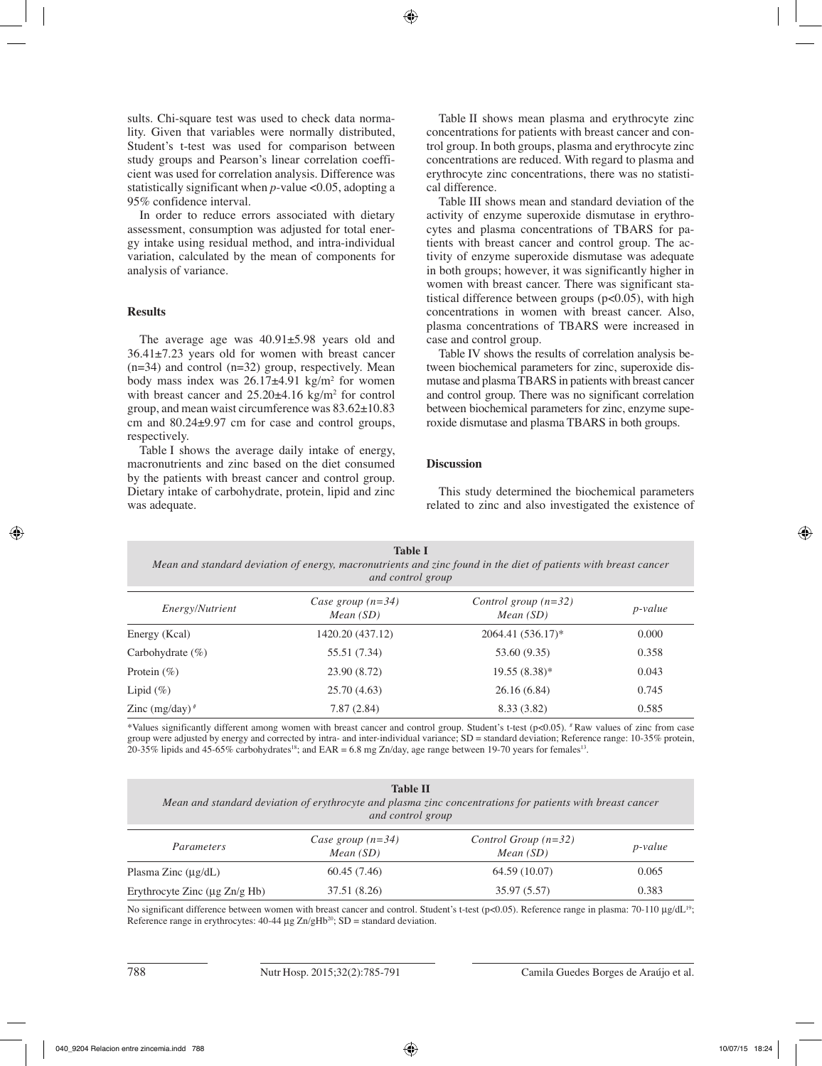sults. Chi-square test was used to check data normality. Given that variables were normally distributed, Student's t-test was used for comparison between study groups and Pearson's linear correlation coefficient was used for correlation analysis. Difference was statistically significant when *p*-value <0.05, adopting a 95% confidence interval.

In order to reduce errors associated with dietary assessment, consumption was adjusted for total energy intake using residual method, and intra-individual variation, calculated by the mean of components for analysis of variance.

## Results

The average age was 40.91±5.98 years old and 36.41±7.23 years old for women with breast cancer (n=34) and control (n=32) group, respectively. Mean body mass index was 26.17±4.91 kg/m[2] for women with breast cancer and 25.20±4.16 kg/m[2] for control group, and mean waist circumference was 83.62±10.83 cm and 80.24±9.97 cm for case and control groups, respectively.

Table I shows the average daily intake of energy, macronutrients and zinc based on the diet consumed by the patients with breast cancer and control group. Dietary intake of carbohydrate, protein, lipid and zinc was adequate.

Table II shows mean plasma and erythrocyte zinc concentrations for patients with breast cancer and control group. In both groups, plasma and erythrocyte zinc concentrations are reduced. With regard to plasma and erythrocyte zinc concentrations, there was no statistical difference.

Table III shows mean and standard deviation of the activity of enzyme superoxide dismutase in erythrocytes and plasma concentrations of TBARS for patients with breast cancer and control group. The activity of enzyme superoxide dismutase was adequate in both groups; however, it was significantly higher in women with breast cancer. There was significant statistical difference between groups (p<0.05), with high concentrations in women with breast cancer. Also, plasma concentrations of TBARS were increased in case and control group.

Table IV shows the results of correlation analysis between biochemical parameters for zinc, superoxide dismutase and plasma TBARS in patients with breast cancer and control group. There was no significant correlation between biochemical parameters for zinc, enzyme superoxide dismutase and plasma TBARS in both groups.

## Discussion

This study determined the biochemical parameters related to zinc and also investigated the existence of

**Table I**
*Mean and standard deviation of energy, macronutrients and zinc found in the diet of patients with breast cancer and control group*

| *Energy/Nutrient* | *Case group (n=34) Mean (SD)* | *Control group (n=32) Mean (SD)* | *p-value* |
|---|---|---|---|
| Energy (Kcal) | 1420.20 (437.12) | 2064.41 (536.17)* | 0.000 |
| Carbohydrate (%) | 55.51 (7.34) | 53.60 (9.35) | 0.358 |
| Protein (%) | 23.90 (8.72) | 19.55 (8.38)* | 0.043 |
| Lipid (%) | 25.70 (4.63) | 26.16 (6.84) | 0.745 |
| Zinc (mg/day) [#] | 7.87 (2.84) | 8.33 (3.82) | 0.585 |

*Values significantly different among women with breast cancer and control group. Student's t-test (p<0.05). [#] Raw values of zinc from case group were adjusted by energy and corrected by intra- and inter-individual variance; SD = standard deviation; Reference range: 10-35% protein, 20-35% lipids and 45-65% carbohydrates[18]; and EAR = 6.8 mg Zn/day, age range between 19-70 years for females[13].

**Table II**
*Mean and standard deviation of erythrocyte and plasma zinc concentrations for patients with breast cancer and control group*

| *Parameters* | *Case group (n=34) Mean (SD)* | *Control Group (n=32) Mean (SD)* | *p-value* |
|---|---|---|---|
| Plasma Zinc (µg/dL) | 60.45 (7.46) | 64.59 (10.07) | 0.065 |
| Erythrocyte Zinc (µg Zn/g Hb) | 37.51 (8.26) | 35.97 (5.57) | 0.383 |

No significant difference between women with breast cancer and control. Student's t-test (p<0.05). Reference range in plasma: 70-110 µg/dL[19]; Reference range in erythrocytes: 40-44 µg Zn/gHb[20]; SD = standard deviation.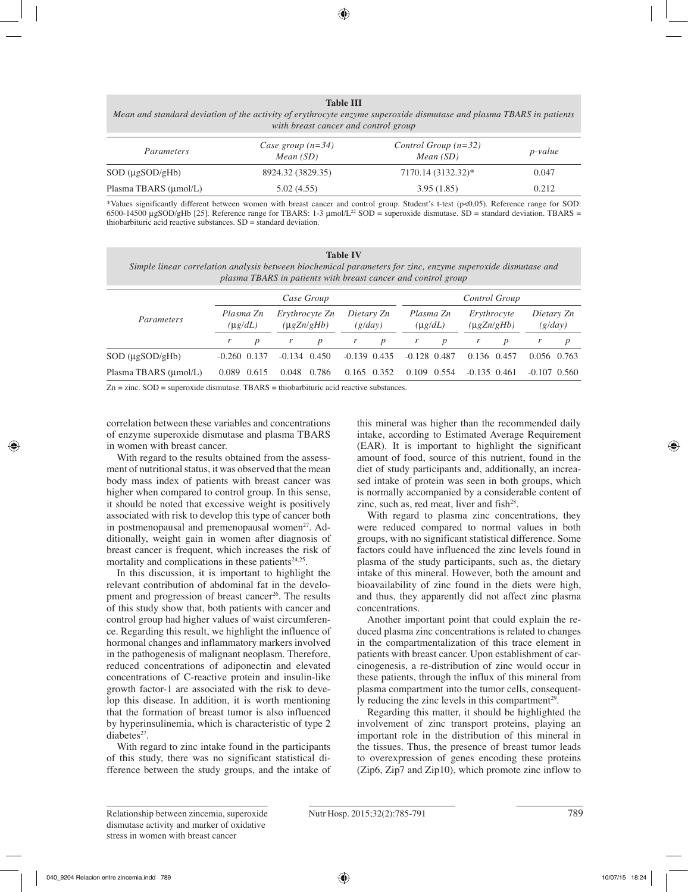**Table III**
*Mean and standard deviation of the activity of erythrocyte enzyme superoxide dismutase and plasma TBARS in patients with breast cancer and control group*

| *Parameters* | *Case group (n=34)* *Mean (SD)* | *Control Group (n=32)* *Mean (SD)* | *p-value* |
|---|---|---|---|
| SOD (µgSOD/gHb) | 8924.32 (3829.35) | 7170.14 (3132.32)* | 0.047 |
| Plasma TBARS (µmol/L) | 5.02 (4.55) | 3.95 (1.85) | 0.212 |

*Values significantly different between women with breast cancer and control group. Student's t-test ($p<0.05$). Reference range for SOD: 6500-14500 µgSOD/gHb [25]. Reference range for TBARS: 1-3 µmol/L[22] SOD = superoxide dismutase. SD = standard deviation. TBARS = thiobarbituric acid reactive substances. SD = standard deviation.

**Table IV**
*Simple linear correlation analysis between biochemical parameters for zinc, enzyme superoxide dismutase and plasma TBARS in patients with breast cancer and control group*

| *Parameters* | *Case Group* | | | | | | *Control Group* | | | | | |
|---|---|---|---|---|---|---|---|---|---|---|---|---|
| | *Plasma Zn (µg/dL)* | | *Erythrocyte Zn (µgZn/gHb)* | | *Dietary Zn (g/day)* | | *Plasma Zn (µg/dL)* | | *Erythrocyte (µgZn/gHb)* | | *Dietary Zn (g/day)* | |
| | *r* | *p* | *r* | *p* | *r* | *p* | *r* | *p* | *r* | *p* | *r* | *p* |
| SOD (µgSOD/gHb) | -0.260 | 0.137 | -0.134 | 0.450 | -0.139 | 0.435 | -0.128 | 0.487 | 0.136 | 0.457 | 0.056 | 0.763 |
| Plasma TBARS (µmol/L) | 0.089 | 0.615 | 0.048 | 0.786 | 0.165 | 0.352 | 0.109 | 0.554 | -0.135 | 0.461 | -0.107 | 0.560 |

Zn = zinc. SOD = superoxide dismutase. TBARS = thiobarbituric acid reactive substances.

correlation between these variables and concentrations of enzyme superoxide dismutase and plasma TBARS in women with breast cancer.

With regard to the results obtained from the assessment of nutritional status, it was observed that the mean body mass index of patients with breast cancer was higher when compared to control group. In this sense, it should be noted that excessive weight is positively associated with risk to develop this type of cancer both in postmenopausal and premenopausal women[27]. Additionally, weight gain in women after diagnosis of breast cancer is frequent, which increases the risk of mortality and complications in these patients[24,25].

In this discussion, it is important to highlight the relevant contribution of abdominal fat in the development and progression of breast cancer[26]. The results of this study show that, both patients with cancer and control group had higher values of waist circumference. Regarding this result, we highlight the influence of hormonal changes and inflammatory markers involved in the pathogenesis of malignant neoplasm. Therefore, reduced concentrations of adiponectin and elevated concentrations of C-reactive protein and insulin-like growth factor-1 are associated with the risk to develop this disease. In addition, it is worth mentioning that the formation of breast tumor is also influenced by hyperinsulinemia, which is characteristic of type 2 diabetes[27].

With regard to zinc intake found in the participants of this study, there was no significant statistical difference between the study groups, and the intake of this mineral was higher than the recommended daily intake, according to Estimated Average Requirement (EAR). It is important to highlight the significant amount of food, source of this nutrient, found in the diet of study participants and, additionally, an increased intake of protein was seen in both groups, which is normally accompanied by a considerable content of zinc, such as, red meat, liver and fish[28].

With regard to plasma zinc concentrations, they were reduced compared to normal values in both groups, with no significant statistical difference. Some factors could have influenced the zinc levels found in plasma of the study participants, such as, the dietary intake of this mineral. However, both the amount and bioavailability of zinc found in the diets were high, and thus, they apparently did not affect zinc plasma concentrations.

Another important point that could explain the reduced plasma zinc concentrations is related to changes in the compartmentalization of this trace element in patients with breast cancer. Upon establishment of carcinogenesis, a re-distribution of zinc would occur in these patients, through the influx of this mineral from plasma compartment into the tumor cells, consequently reducing the zinc levels in this compartment[29].

Regarding this matter, it should be highlighted the involvement of zinc transport proteins, playing an important role in the distribution of this mineral in the tissues. Thus, the presence of breast tumor leads to overexpression of genes encoding these proteins (Zip6, Zip7 and Zip10), which promote zinc inflow to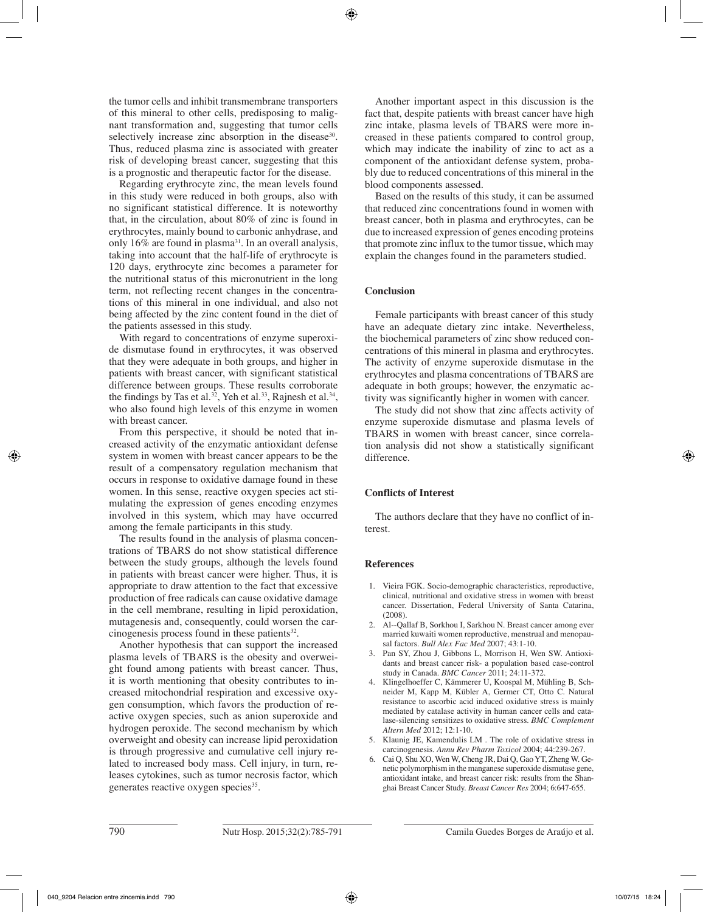the tumor cells and inhibit transmembrane transporters of this mineral to other cells, predisposing to malignant transformation and, suggesting that tumor cells selectively increase zinc absorption in the disease[30]. Thus, reduced plasma zinc is associated with greater risk of developing breast cancer, suggesting that this is a prognostic and therapeutic factor for the disease.

Regarding erythrocyte zinc, the mean levels found in this study were reduced in both groups, also with no significant statistical difference. It is noteworthy that, in the circulation, about 80% of zinc is found in erythrocytes, mainly bound to carbonic anhydrase, and only 16% are found in plasma[31]. In an overall analysis, taking into account that the half-life of erythrocyte is 120 days, erythrocyte zinc becomes a parameter for the nutritional status of this micronutrient in the long term, not reflecting recent changes in the concentrations of this mineral in one individual, and also not being affected by the zinc content found in the diet of the patients assessed in this study.

With regard to concentrations of enzyme superoxide dismutase found in erythrocytes, it was observed that they were adequate in both groups, and higher in patients with breast cancer, with significant statistical difference between groups. These results corroborate the findings by Tas et al.[32], Yeh et al.[33], Rajnesh et al.[34], who also found high levels of this enzyme in women with breast cancer.

From this perspective, it should be noted that increased activity of the enzymatic antioxidant defense system in women with breast cancer appears to be the result of a compensatory regulation mechanism that occurs in response to oxidative damage found in these women. In this sense, reactive oxygen species act stimulating the expression of genes encoding enzymes involved in this system, which may have occurred among the female participants in this study.

The results found in the analysis of plasma concentrations of TBARS do not show statistical difference between the study groups, although the levels found in patients with breast cancer were higher. Thus, it is appropriate to draw attention to the fact that excessive production of free radicals can cause oxidative damage in the cell membrane, resulting in lipid peroxidation, mutagenesis and, consequently, could worsen the carcinogenesis process found in these patients[32].

Another hypothesis that can support the increased plasma levels of TBARS is the obesity and overweight found among patients with breast cancer. Thus, it is worth mentioning that obesity contributes to increased mitochondrial respiration and excessive oxygen consumption, which favors the production of reactive oxygen species, such as anion superoxide and hydrogen peroxide. The second mechanism by which overweight and obesity can increase lipid peroxidation is through progressive and cumulative cell injury related to increased body mass. Cell injury, in turn, releases cytokines, such as tumor necrosis factor, which generates reactive oxygen species[35].

Another important aspect in this discussion is the fact that, despite patients with breast cancer have high zinc intake, plasma levels of TBARS were more increased in these patients compared to control group, which may indicate the inability of zinc to act as a component of the antioxidant defense system, probably due to reduced concentrations of this mineral in the blood components assessed.

Based on the results of this study, it can be assumed that reduced zinc concentrations found in women with breast cancer, both in plasma and erythrocytes, can be due to increased expression of genes encoding proteins that promote zinc influx to the tumor tissue, which may explain the changes found in the parameters studied.

## Conclusion

Female participants with breast cancer of this study have an adequate dietary zinc intake. Nevertheless, the biochemical parameters of zinc show reduced concentrations of this mineral in plasma and erythrocytes. The activity of enzyme superoxide dismutase in the erythrocytes and plasma concentrations of TBARS are adequate in both groups; however, the enzymatic activity was significantly higher in women with cancer.

The study did not show that zinc affects activity of enzyme superoxide dismutase and plasma levels of TBARS in women with breast cancer, since correlation analysis did not show a statistically significant difference.

## Conflicts of Interest

The authors declare that they have no conflict of interest.

## References

1. Vieira FGK. Socio-demographic characteristics, reproductive, clinical, nutritional and oxidative stress in women with breast cancer. Dissertation, Federal University of Santa Catarina, (2008).
2. Al--Qallaf B, Sorkhou I, Sarkhou N. Breast cancer among ever married kuwaiti women reproductive, menstrual and menopausal factors. *Bull Alex Fac Med* 2007; 43:1-10.
3. Pan SY, Zhou J, Gibbons L, Morrison H, Wen SW. Antioxidants and breast cancer risk- a population based case-control study in Canada. *BMC Cancer* 2011; 24:11-372.
4. Klingelhoeffer C, Kämmerer U, Koospal M, Mühling B, Schneider M, Kapp M, Kübler A, Germer CT, Otto C. Natural resistance to ascorbic acid induced oxidative stress is mainly mediated by catalase activity in human cancer cells and catalase-silencing sensitizes to oxidative stress. *BMC Complement Altern Med* 2012; 12:1-10.
5. Klaunig JE, Kamendulis LM . The role of oxidative stress in carcinogenesis. *Annu Rev Pharm Toxicol* 2004; 44:239-267.
6. Cai Q, Shu XO, Wen W, Cheng JR, Dai Q, Gao YT, Zheng W. Genetic polymorphism in the manganese superoxide dismutase gene, antioxidant intake, and breast cancer risk: results from the Shanghai Breast Cancer Study. *Breast Cancer Res* 2004; 6:647-655.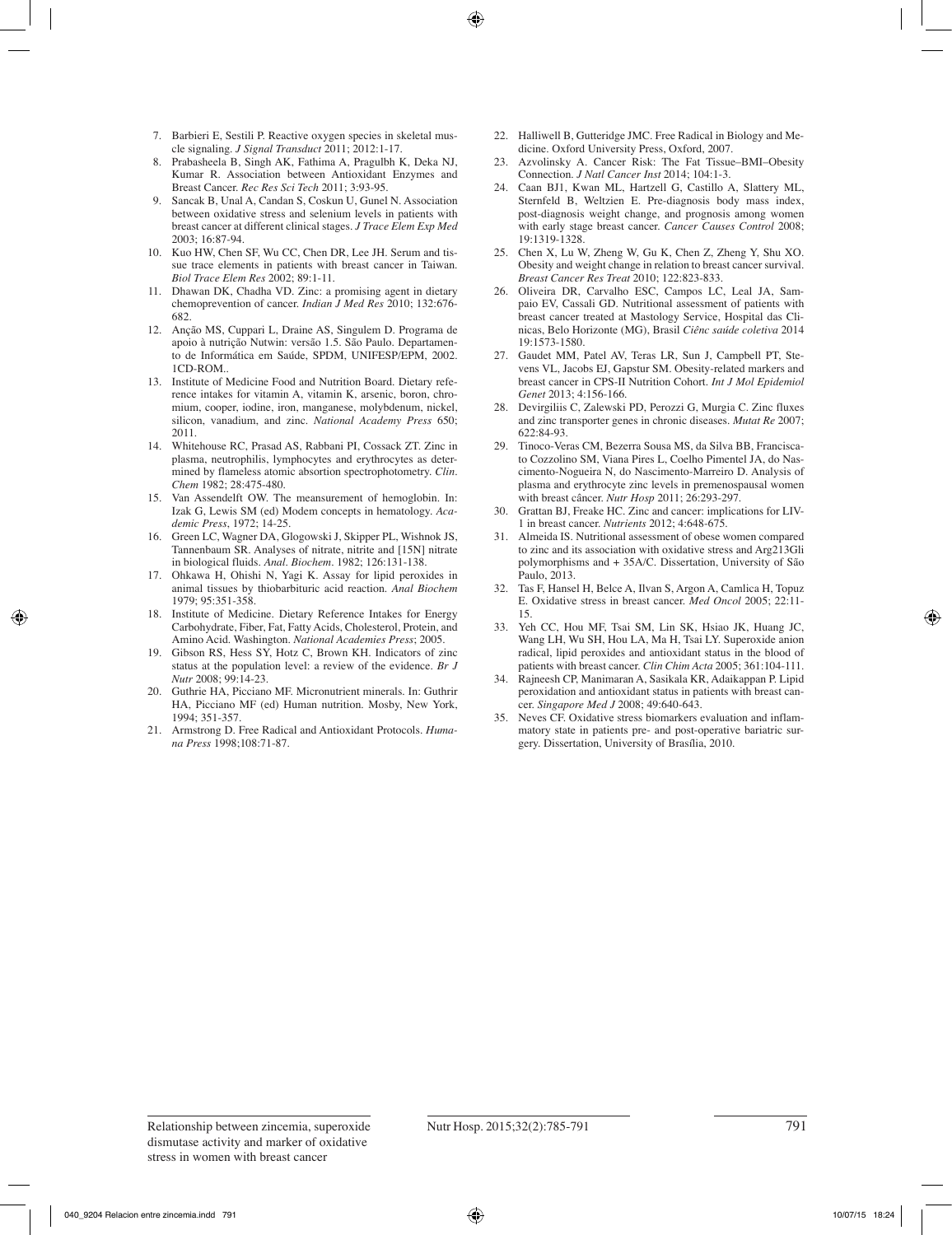7. Barbieri E, Sestili P. Reactive oxygen species in skeletal muscle signaling. *J Signal Transduct* 2011; 2012:1-17.
8. Prabasheela B, Singh AK, Fathima A, Pragulbh K, Deka NJ, Kumar R. Association between Antioxidant Enzymes and Breast Cancer. *Rec Res Sci Tech* 2011; 3:93-95.
9. Sancak B, Unal A, Candan S, Coskun U, Gunel N. Association between oxidative stress and selenium levels in patients with breast cancer at different clinical stages. *J Trace Elem Exp Med* 2003; 16:87-94.
10. Kuo HW, Chen SF, Wu CC, Chen DR, Lee JH. Serum and tissue trace elements in patients with breast cancer in Taiwan. *Biol Trace Elem Res* 2002; 89:1-11.
11. Dhawan DK, Chadha VD. Zinc: a promising agent in dietary chemoprevention of cancer. *Indian J Med Res* 2010; 132:676-682.
12. Anção MS, Cuppari L, Draine AS, Singulem D. Programa de apoio à nutrição Nutwin: versão 1.5. São Paulo. Departamento de Informática em Saúde, SPDM, UNIFESP/EPM, 2002. 1CD-ROM..
13. Institute of Medicine Food and Nutrition Board. Dietary reference intakes for vitamin A, vitamin K, arsenic, boron, chromium, cooper, iodine, iron, manganese, molybdenum, nickel, silicon, vanadium, and zinc. *National Academy Press* 650; 2011.
14. Whitehouse RC, Prasad AS, Rabbani PI, Cossack ZT. Zinc in plasma, neutrophilis, lymphocytes and erythrocytes as determined by flameless atomic absorption spectrophotometry. *Clin. Chem* 1982; 28:475-480.
15. Van Assendelft OW. The meansurement of hemoglobin. In: Izak G, Lewis SM (ed) Modem concepts in hematology. *Academic Press*, 1972; 14-25.
16. Green LC, Wagner DA, Glogowski J, Skipper PL, Wishnok JS, Tannenbaum SR. Analyses of nitrate, nitrite and [15N] nitrate in biological fluids. *Anal. Biochem*. 1982; 126:131-138.
17. Ohkawa H, Ohishi N, Yagi K. Assay for lipid peroxides in animal tissues by thiobarbituric acid reaction. *Anal Biochem* 1979; 95:351-358.
18. Institute of Medicine. Dietary Reference Intakes for Energy Carbohydrate, Fiber, Fat, Fatty Acids, Cholesterol, Protein, and Amino Acid. Washington. *National Academies Press*; 2005.
19. Gibson RS, Hess SY, Hotz C, Brown KH. Indicators of zinc status at the population level: a review of the evidence. *Br J Nutr* 2008; 99:14-23.
20. Guthrie HA, Picciano MF. Micronutrient minerals. In: Guthrir HA, Picciano MF (ed) Human nutrition. Mosby, New York, 1994; 351-357.
21. Armstrong D. Free Radical and Antioxidant Protocols. *Humana Press* 1998;108:71-87.
22. Halliwell B, Gutteridge JMC. Free Radical in Biology and Medicine. Oxford University Press, Oxford, 2007.
23. Azvolinsky A. Cancer Risk: The Fat Tissue–BMI–Obesity Connection. *J Natl Cancer Inst* 2014; 104:1-3.
24. Caan BJ1, Kwan ML, Hartzell G, Castillo A, Slattery ML, Sternfeld B, Weltzien E. Pre-diagnosis body mass index, post-diagnosis weight change, and prognosis among women with early stage breast cancer. *Cancer Causes Control* 2008; 19:1319-1328.
25. Chen X, Lu W, Zheng W, Gu K, Chen Z, Zheng Y, Shu XO. Obesity and weight change in relation to breast cancer survival. *Breast Cancer Res Treat* 2010; 122:823-833.
26. Oliveira DR, Carvalho ESC, Campos LC, Leal JA, Sampaio EV, Cassali GD. Nutritional assessment of patients with breast cancer treated at Mastology Service, Hospital das Clinicas, Belo Horizonte (MG), Brasil *Ciênc saúde coletiva* 2014 19:1573-1580.
27. Gaudet MM, Patel AV, Teras LR, Sun J, Campbell PT, Stevens VL, Jacobs EJ, Gapstur SM. Obesity-related markers and breast cancer in CPS-II Nutrition Cohort. *Int J Mol Epidemiol Genet* 2013; 4:156-166.
28. Devirgiliis C, Zalewski PD, Perozzi G, Murgia C. Zinc fluxes and zinc transporter genes in chronic diseases. *Mutat Re* 2007; 622:84-93.
29. Tinoco-Veras CM, Bezerra Sousa MS, da Silva BB, Franciscato Cozzolino SM, Viana Pires L, Coelho Pimentel JA, do Nascimento-Nogueira N, do Nascimento-Marreiro D. Analysis of plasma and erythrocyte zinc levels in premenospausal women with breast câncer. *Nutr Hosp* 2011; 26:293-297.
30. Grattan BJ, Freake HC. Zinc and cancer: implications for LIV-1 in breast cancer. *Nutrients* 2012; 4:648-675.
31. Almeida IS. Nutritional assessment of obese women compared to zinc and its association with oxidative stress and Arg213Gli polymorphisms and + 35A/C. Dissertation, University of São Paulo, 2013.
32. Tas F, Hansel H, Belce A, Ilvan S, Argon A, Camlica H, Topuz E. Oxidative stress in breast cancer. *Med Oncol* 2005; 22:11-15.
33. Yeh CC, Hou MF, Tsai SM, Lin SK, Hsiao JK, Huang JC, Wang LH, Wu SH, Hou LA, Ma H, Tsai LY. Superoxide anion radical, lipid peroxides and antioxidant status in the blood of patients with breast cancer. *Clin Chim Acta* 2005; 361:104-111.
34. Rajneesh CP, Manimaran A, Sasikala KR, Adaikappan P. Lipid peroxidation and antioxidant status in patients with breast cancer. *Singapore Med J* 2008; 49:640-643.
35. Neves CF. Oxidative stress biomarkers evaluation and inflammatory state in patients pre- and post-operative bariatric surgery. Dissertation, University of Brasília, 2010.